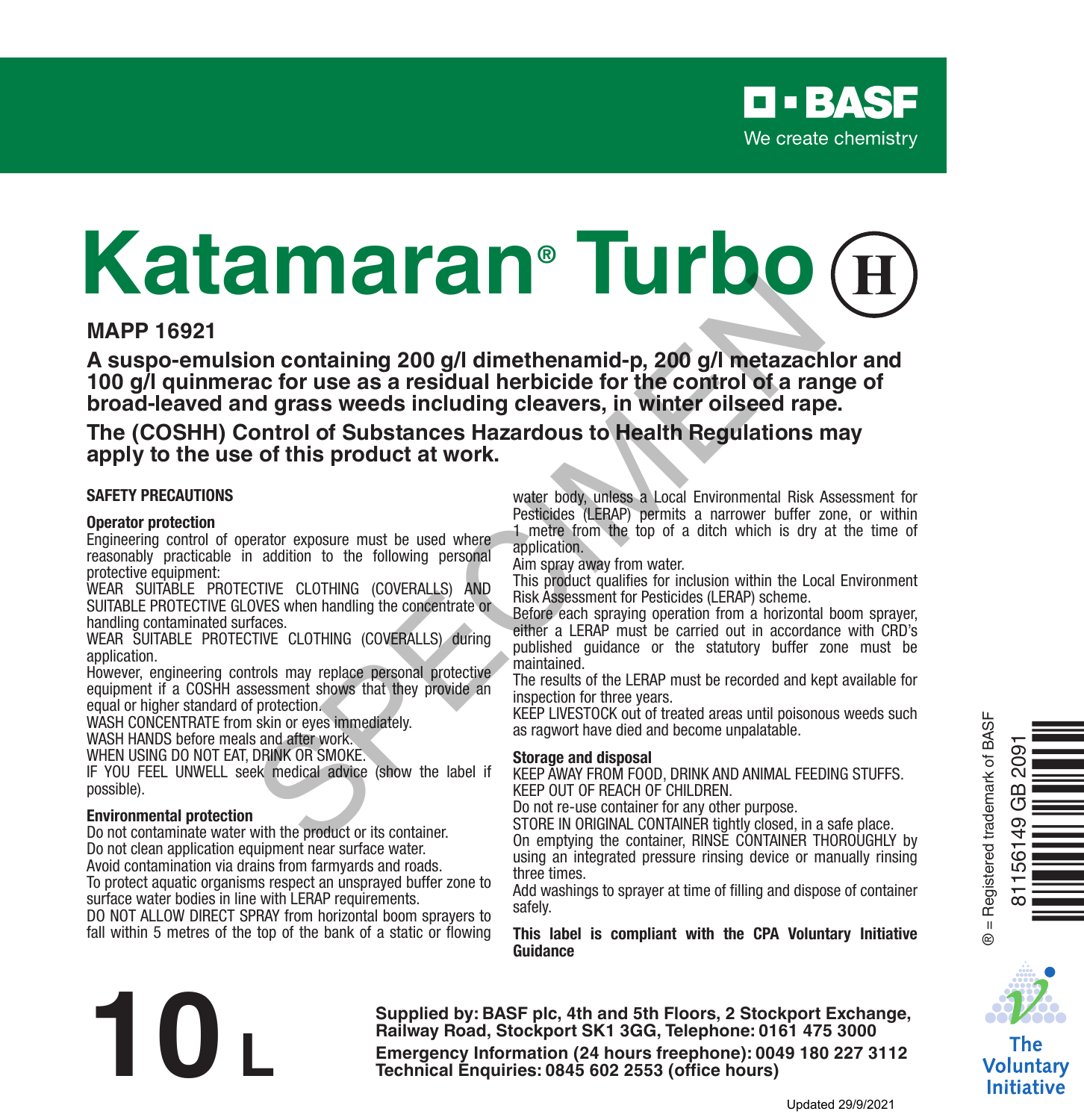BASF

We create chemistry

# Katamaran® Turbo (H)

**MAPP 16921**

**A suspo-emulsion containing 200 g/l dimethenamid-p, 200 g/l metazachlor and 100 g/l quinmerac for use as a residual herbicide for the control of a range of broad-leaved and grass weeds including cleavers, in winter oilseed rape.**

**The (COSHH) Control of Substances Hazardous to Health Regulations may apply to the use of this product at work.**

SPECIMEN

## SAFETY PRECAUTIONS

### Operator protection

Engineering control of operator exposure must be used where reasonably practicable in addition to the following personal protective equipment:

WEAR SUITABLE PROTECTIVE CLOTHING (COVERALLS) AND SUITABLE PROTECTIVE GLOVES when handling the concentrate or handling contaminated surfaces.

WEAR SUITABLE PROTECTIVE CLOTHING (COVERALLS) during application.

However, engineering controls may replace personal protective equipment if a COSHH assessment shows that they provide an equal or higher standard of protection.

WASH CONCENTRATE from skin or eyes immediately.

WASH HANDS before meals and after work.

WHEN USING DO NOT EAT, DRINK OR SMOKE.

IF YOU FEEL UNWELL seek medical advice (show the label if possible).

### Environmental protection

Do not contaminate water with the product or its container.

Do not clean application equipment near surface water.

Avoid contamination via drains from farmyards and roads.

To protect aquatic organisms respect an unsprayed buffer zone to surface water bodies in line with LERAP requirements.

DO NOT ALLOW DIRECT SPRAY from horizontal boom sprayers to fall within 5 metres of the top of the bank of a static or flowing water body, unless a Local Environmental Risk Assessment for Pesticides (LERAP) permits a narrower buffer zone, or within 1 metre from the top of a ditch which is dry at the time of application.

Aim spray away from water.

This product qualifies for inclusion within the Local Environment Risk Assessment for Pesticides (LERAP) scheme.

Before each spraying operation from a horizontal boom sprayer, either a LERAP must be carried out in accordance with CRD's published guidance or the statutory buffer zone must be maintained.

The results of the LERAP must be recorded and kept available for inspection for three years.

KEEP LIVESTOCK out of treated areas until poisonous weeds such as ragwort have died and become unpalatable.

### Storage and disposal

KEEP AWAY FROM FOOD, DRINK AND ANIMAL FEEDING STUFFS.

KEEP OUT OF REACH OF CHILDREN.

Do not re-use container for any other purpose.

STORE IN ORIGINAL CONTAINER tightly closed, in a safe place.

On emptying the container, RINSE CONTAINER THOROUGHLY by using an integrated pressure rinsing device or manually rinsing three times.

Add washings to sprayer at time of filling and dispose of container safely.

**This label is compliant with the CPA Voluntary Initiative Guidance**

# 10 L

**Supplied by: BASF plc, 4th and 5th Floors, 2 Stockport Exchange, Railway Road, Stockport SK1 3GG, Telephone: 0161 475 3000**

**Emergency Information (24 hours freephone): 0049 180 227 3112**

**Technical Enquiries: 0845 602 2553 (office hours)**

® = Registered trademark of BASF

81156149 GB 2091

The Voluntary Initiative

Updated 29/9/2021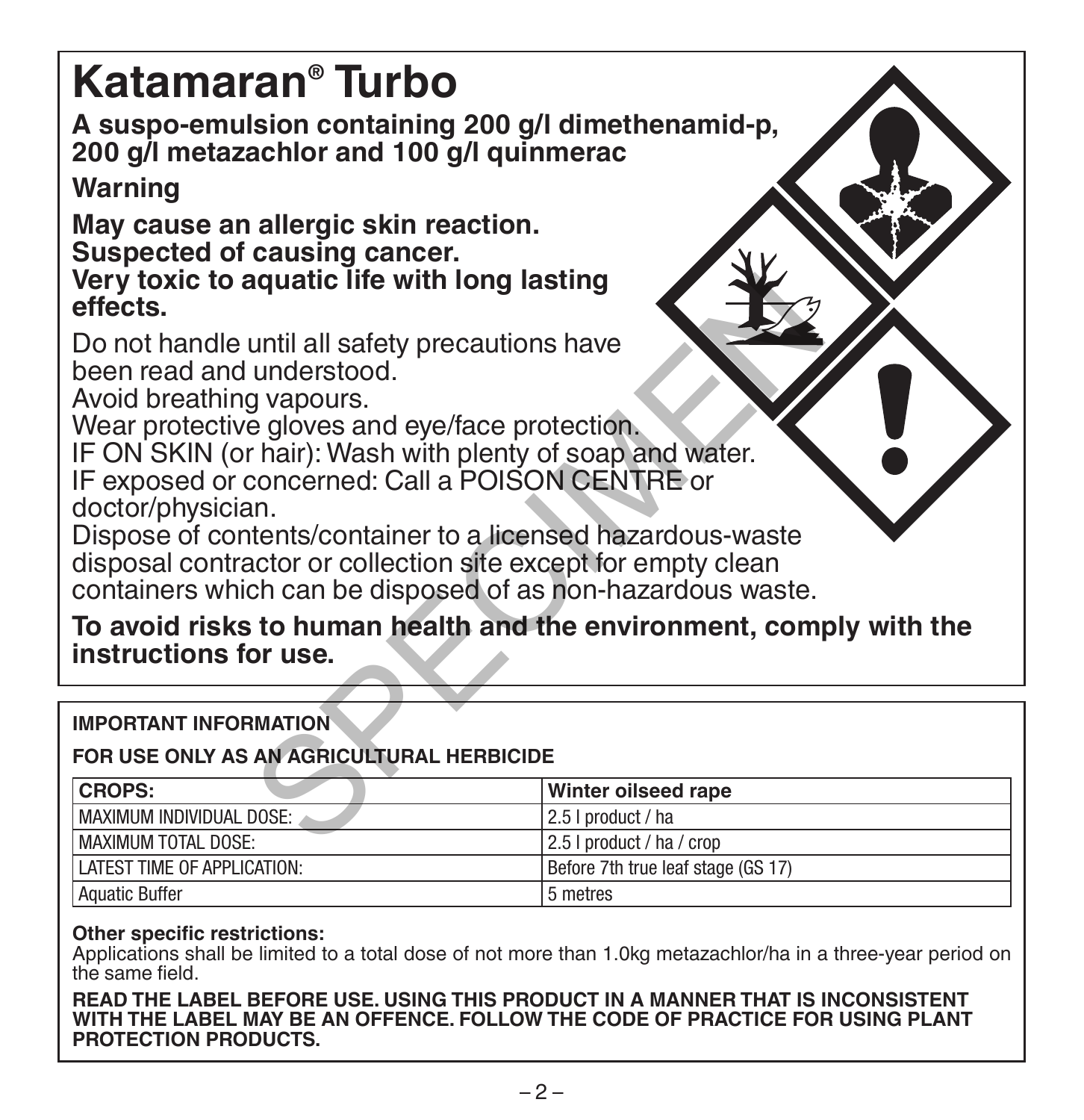# Katamaran® Turbo

**A suspo-emulsion containing 200 g/l dimethenamid-p, 200 g/l metazachlor and 100 g/l quinmerac**

**Warning**

**May cause an allergic skin reaction.**
**Suspected of causing cancer.**
**Very toxic to aquatic life with long lasting effects.**

Do not handle until all safety precautions have been read and understood.
Avoid breathing vapours.
Wear protective gloves and eye/face protection.
IF ON SKIN (or hair): Wash with plenty of soap and water.
IF exposed or concerned: Call a POISON CENTRE or doctor/physician.
Dispose of contents/container to a licensed hazardous-waste disposal contractor or collection site except for empty clean containers which can be disposed of as non-hazardous waste.

**To avoid risks to human health and the environment, comply with the instructions for use.**

**IMPORTANT INFORMATION**

**FOR USE ONLY AS AN AGRICULTURAL HERBICIDE**

| **CROPS:** | **Winter oilseed rape** |
|---|---|
| MAXIMUM INDIVIDUAL DOSE: | 2.5 l product / ha |
| MAXIMUM TOTAL DOSE: | 2.5 l product / ha / crop |
| LATEST TIME OF APPLICATION: | Before 7th true leaf stage (GS 17) |
| Aquatic Buffer | 5 metres |

**Other specific restrictions:**
Applications shall be limited to a total dose of not more than 1.0kg metazachlor/ha in a three-year period on the same field.

**READ THE LABEL BEFORE USE. USING THIS PRODUCT IN A MANNER THAT IS INCONSISTENT WITH THE LABEL MAY BE AN OFFENCE. FOLLOW THE CODE OF PRACTICE FOR USING PLANT PROTECTION PRODUCTS.**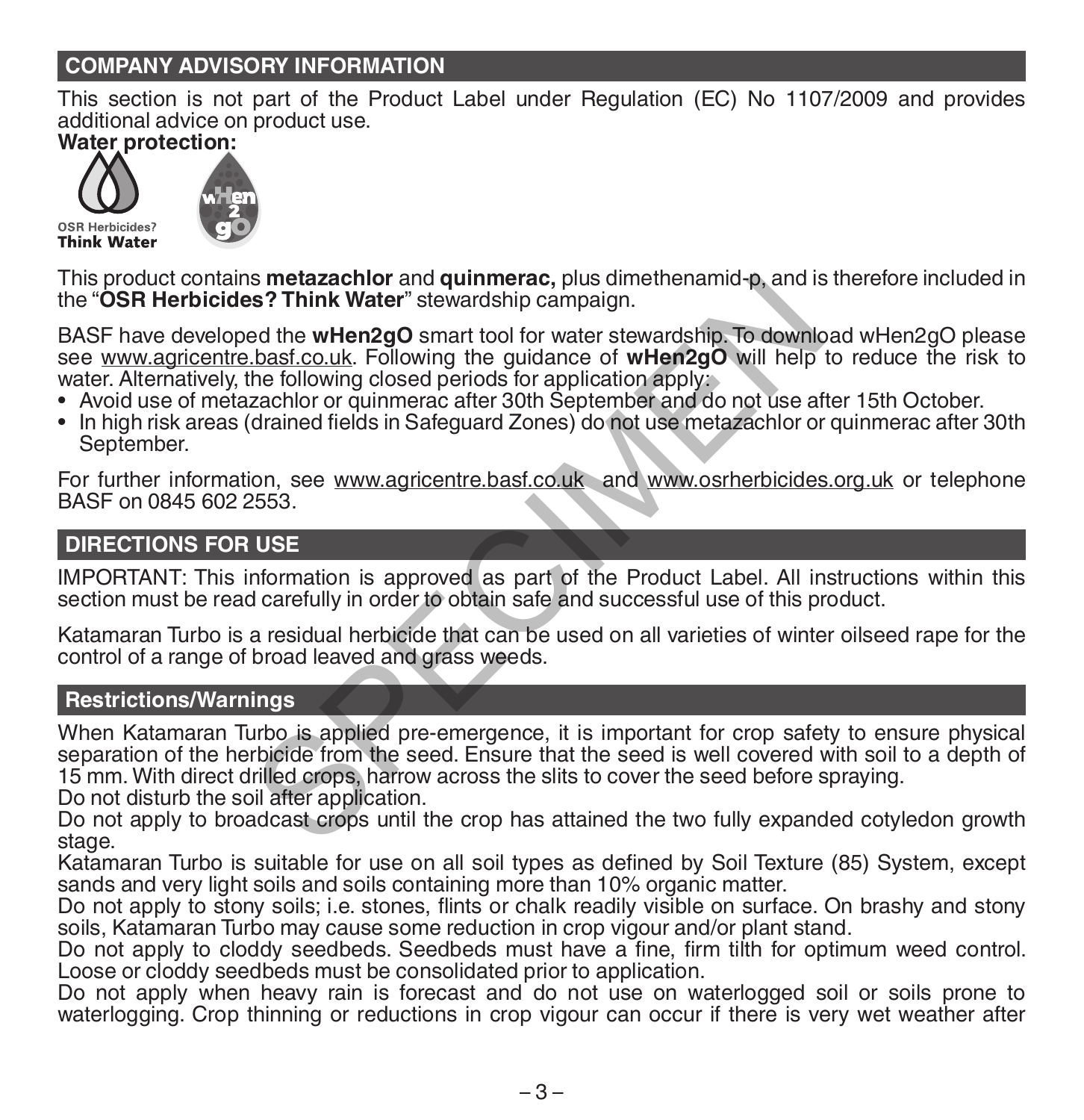## COMPANY ADVISORY INFORMATION

This section is not part of the Product Label under Regulation (EC) No 1107/2009 and provides additional advice on product use.

**Water protection:**

OSR Herbicides?
**Think Water**

This product contains **metazachlor** and **quinmerac,** plus dimethenamid-p, and is therefore included in the "**OSR Herbicides? Think Water**" stewardship campaign.

BASF have developed the **wHen2gO** smart tool for water stewardship. To download wHen2gO please see www.agricentre.basf.co.uk. Following the guidance of **wHen2gO** will help to reduce the risk to water. Alternatively, the following closed periods for application apply:

- Avoid use of metazachlor or quinmerac after 30th September and do not use after 15th October.
- In high risk areas (drained fields in Safeguard Zones) do not use metazachlor or quinmerac after 30th September.

For further information, see www.agricentre.basf.co.uk and www.osrherbicides.org.uk or telephone BASF on 0845 602 2553.

## DIRECTIONS FOR USE

IMPORTANT: This information is approved as part of the Product Label. All instructions within this section must be read carefully in order to obtain safe and successful use of this product.

Katamaran Turbo is a residual herbicide that can be used on all varieties of winter oilseed rape for the control of a range of broad leaved and grass weeds.

### Restrictions/Warnings

When Katamaran Turbo is applied pre-emergence, it is important for crop safety to ensure physical separation of the herbicide from the seed. Ensure that the seed is well covered with soil to a depth of 15 mm. With direct drilled crops, harrow across the slits to cover the seed before spraying.

Do not disturb the soil after application.

Do not apply to broadcast crops until the crop has attained the two fully expanded cotyledon growth stage.

Katamaran Turbo is suitable for use on all soil types as defined by Soil Texture (85) System, except sands and very light soils and soils containing more than 10% organic matter.

Do not apply to stony soils; i.e. stones, flints or chalk readily visible on surface. On brashy and stony soils, Katamaran Turbo may cause some reduction in crop vigour and/or plant stand.

Do not apply to cloddy seedbeds. Seedbeds must have a fine, firm tilth for optimum weed control. Loose or cloddy seedbeds must be consolidated prior to application.

Do not apply when heavy rain is forecast and do not use on waterlogged soil or soils prone to waterlogging. Crop thinning or reductions in crop vigour can occur if there is very wet weather after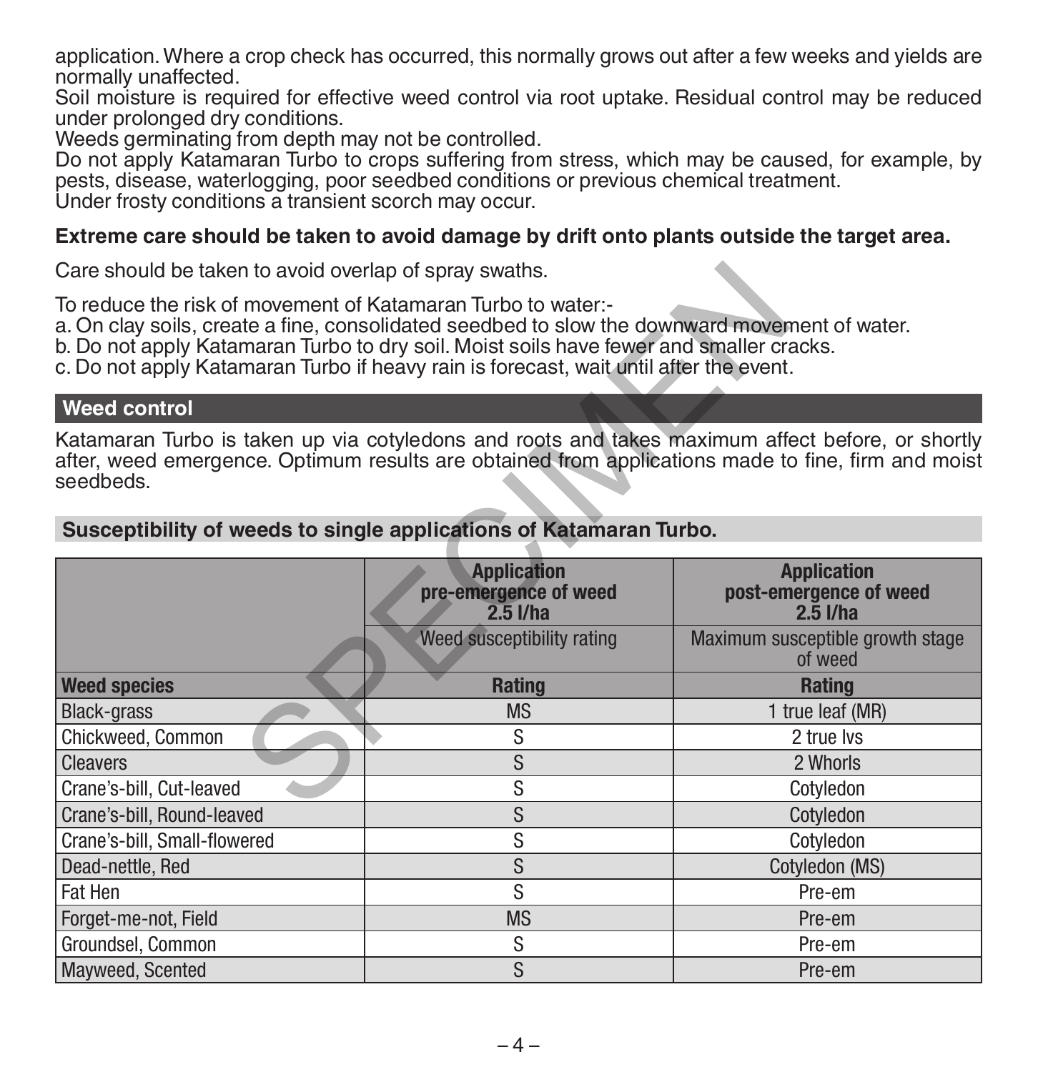application. Where a crop check has occurred, this normally grows out after a few weeks and yields are normally unaffected.
Soil moisture is required for effective weed control via root uptake. Residual control may be reduced under prolonged dry conditions.
Weeds germinating from depth may not be controlled.
Do not apply Katamaran Turbo to crops suffering from stress, which may be caused, for example, by pests, disease, waterlogging, poor seedbed conditions or previous chemical treatment.
Under frosty conditions a transient scorch may occur.

**Extreme care should be taken to avoid damage by drift onto plants outside the target area.**

Care should be taken to avoid overlap of spray swaths.

To reduce the risk of movement of Katamaran Turbo to water:-
a. On clay soils, create a fine, consolidated seedbed to slow the downward movement of water.
b. Do not apply Katamaran Turbo to dry soil. Moist soils have fewer and smaller cracks.
c. Do not apply Katamaran Turbo if heavy rain is forecast, wait until after the event.

## Weed control

Katamaran Turbo is taken up via cotyledons and roots and takes maximum affect before, or shortly after, weed emergence. Optimum results are obtained from applications made to fine, firm and moist seedbeds.

### Susceptibility of weeds to single applications of Katamaran Turbo.

| | Application pre-emergence of weed 2.5 l/ha | Application post-emergence of weed 2.5 l/ha |
|---|---|---|
| | Weed susceptibility rating | Maximum susceptible growth stage of weed |
| **Weed species** | **Rating** | **Rating** |
| Black-grass | MS | 1 true leaf (MR) |
| Chickweed, Common | S | 2 true lvs |
| Cleavers | S | 2 Whorls |
| Crane's-bill, Cut-leaved | S | Cotyledon |
| Crane's-bill, Round-leaved | S | Cotyledon |
| Crane's-bill, Small-flowered | S | Cotyledon |
| Dead-nettle, Red | S | Cotyledon (MS) |
| Fat Hen | S | Pre-em |
| Forget-me-not, Field | MS | Pre-em |
| Groundsel, Common | S | Pre-em |
| Mayweed, Scented | S | Pre-em |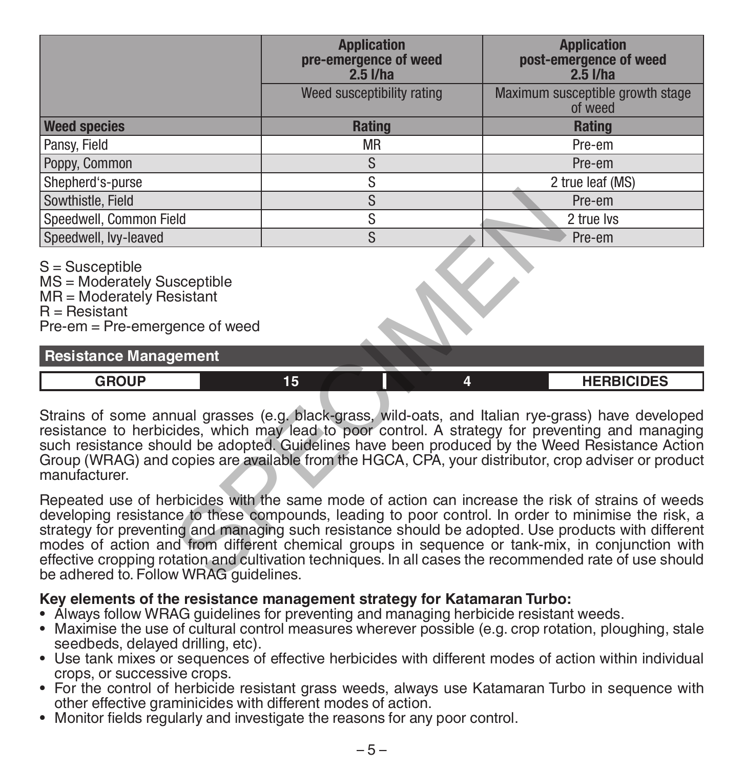| | Application pre-emergence of weed 2.5 l/ha | Application post-emergence of weed 2.5 l/ha |
|---|---|---|
| | Weed susceptibility rating | Maximum susceptible growth stage of weed |
| **Weed species** | **Rating** | **Rating** |
| Pansy, Field | MR | Pre-em |
| Poppy, Common | S | Pre-em |
| Shepherd's-purse | S | 2 true leaf (MS) |
| Sowthistle, Field | S | Pre-em |
| Speedwell, Common Field | S | 2 true lvs |
| Speedwell, Ivy-leaved | S | Pre-em |

S = Susceptible
MS = Moderately Susceptible
MR = Moderately Resistant
R = Resistant
Pre-em = Pre-emergence of weed

## Resistance Management

| GROUP | 15 | 4 | HERBICIDES |
|---|---|---|---|

Strains of some annual grasses (e.g. black-grass, wild-oats, and Italian rye-grass) have developed resistance to herbicides, which may lead to poor control. A strategy for preventing and managing such resistance should be adopted. Guidelines have been produced by the Weed Resistance Action Group (WRAG) and copies are available from the HGCA, CPA, your distributor, crop adviser or product manufacturer.

Repeated use of herbicides with the same mode of action can increase the risk of strains of weeds developing resistance to these compounds, leading to poor control. In order to minimise the risk, a strategy for preventing and managing such resistance should be adopted. Use products with different modes of action and from different chemical groups in sequence or tank-mix, in conjunction with effective cropping rotation and cultivation techniques. In all cases the recommended rate of use should be adhered to. Follow WRAG guidelines.

**Key elements of the resistance management strategy for Katamaran Turbo:**

- Always follow WRAG guidelines for preventing and managing herbicide resistant weeds.
- Maximise the use of cultural control measures wherever possible (e.g. crop rotation, ploughing, stale seedbeds, delayed drilling, etc).
- Use tank mixes or sequences of effective herbicides with different modes of action within individual crops, or successive crops.
- For the control of herbicide resistant grass weeds, always use Katamaran Turbo in sequence with other effective graminicides with different modes of action.
- Monitor fields regularly and investigate the reasons for any poor control.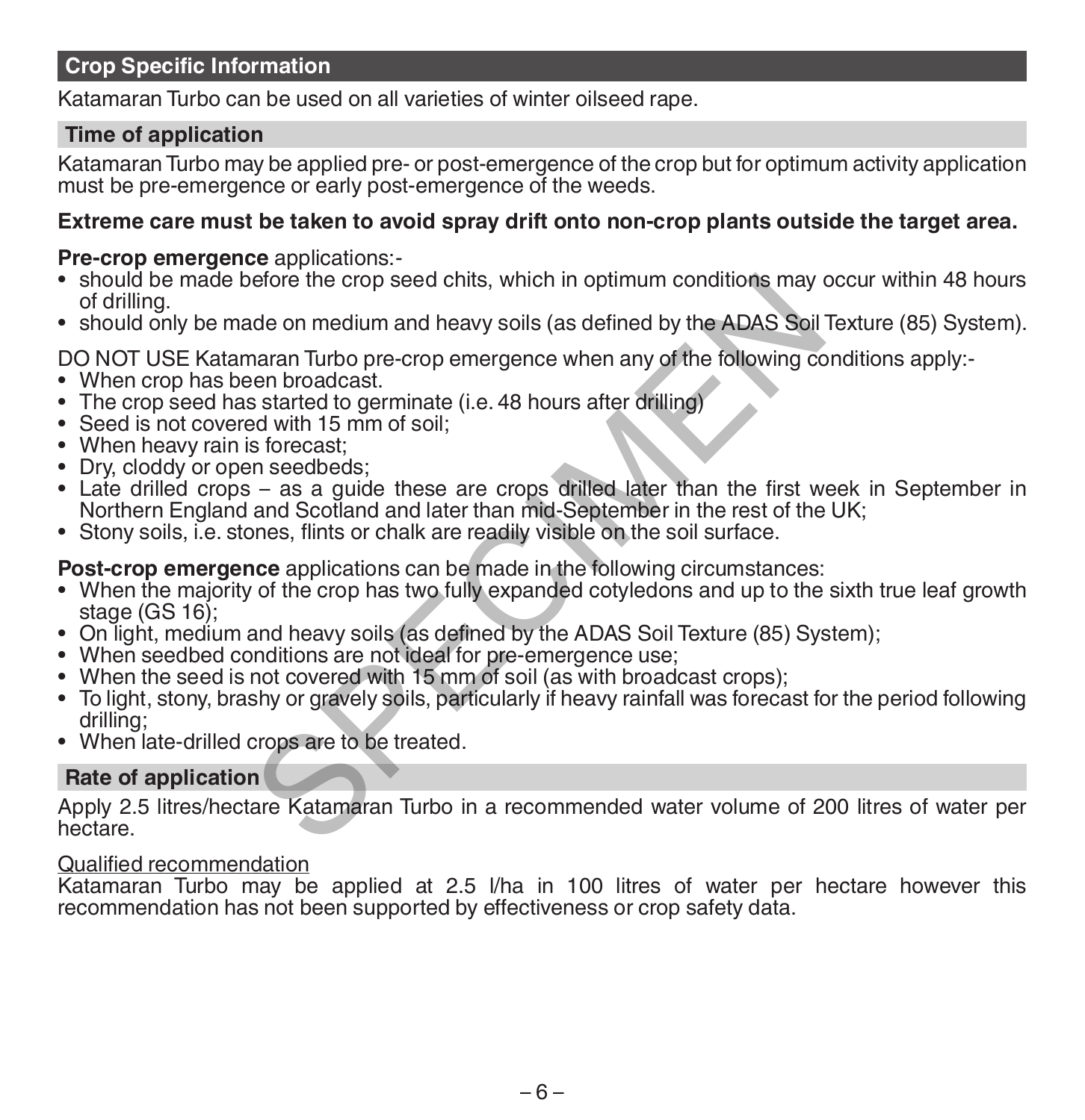## Crop Specific Information

Katamaran Turbo can be used on all varieties of winter oilseed rape.

### Time of application

Katamaran Turbo may be applied pre- or post-emergence of the crop but for optimum activity application must be pre-emergence or early post-emergence of the weeds.

**Extreme care must be taken to avoid spray drift onto non-crop plants outside the target area.**

**Pre-crop emergence** applications:-

- should be made before the crop seed chits, which in optimum conditions may occur within 48 hours of drilling.
- should only be made on medium and heavy soils (as defined by the ADAS Soil Texture (85) System).

DO NOT USE Katamaran Turbo pre-crop emergence when any of the following conditions apply:-

- When crop has been broadcast.
- The crop seed has started to germinate (i.e. 48 hours after drilling)
- Seed is not covered with 15 mm of soil;
- When heavy rain is forecast;
- Dry, cloddy or open seedbeds;
- Late drilled crops – as a guide these are crops drilled later than the first week in September in Northern England and Scotland and later than mid-September in the rest of the UK;
- Stony soils, i.e. stones, flints or chalk are readily visible on the soil surface.

**Post-crop emergence** applications can be made in the following circumstances:

- When the majority of the crop has two fully expanded cotyledons and up to the sixth true leaf growth stage (GS 16);
- On light, medium and heavy soils (as defined by the ADAS Soil Texture (85) System);
- When seedbed conditions are not ideal for pre-emergence use;
- When the seed is not covered with 15 mm of soil (as with broadcast crops);
- To light, stony, brashy or gravely soils, particularly if heavy rainfall was forecast for the period following drilling;
- When late-drilled crops are to be treated.

### Rate of application

Apply 2.5 litres/hectare Katamaran Turbo in a recommended water volume of 200 litres of water per hectare.

Qualified recommendation

Katamaran Turbo may be applied at 2.5 l/ha in 100 litres of water per hectare however this recommendation has not been supported by effectiveness or crop safety data.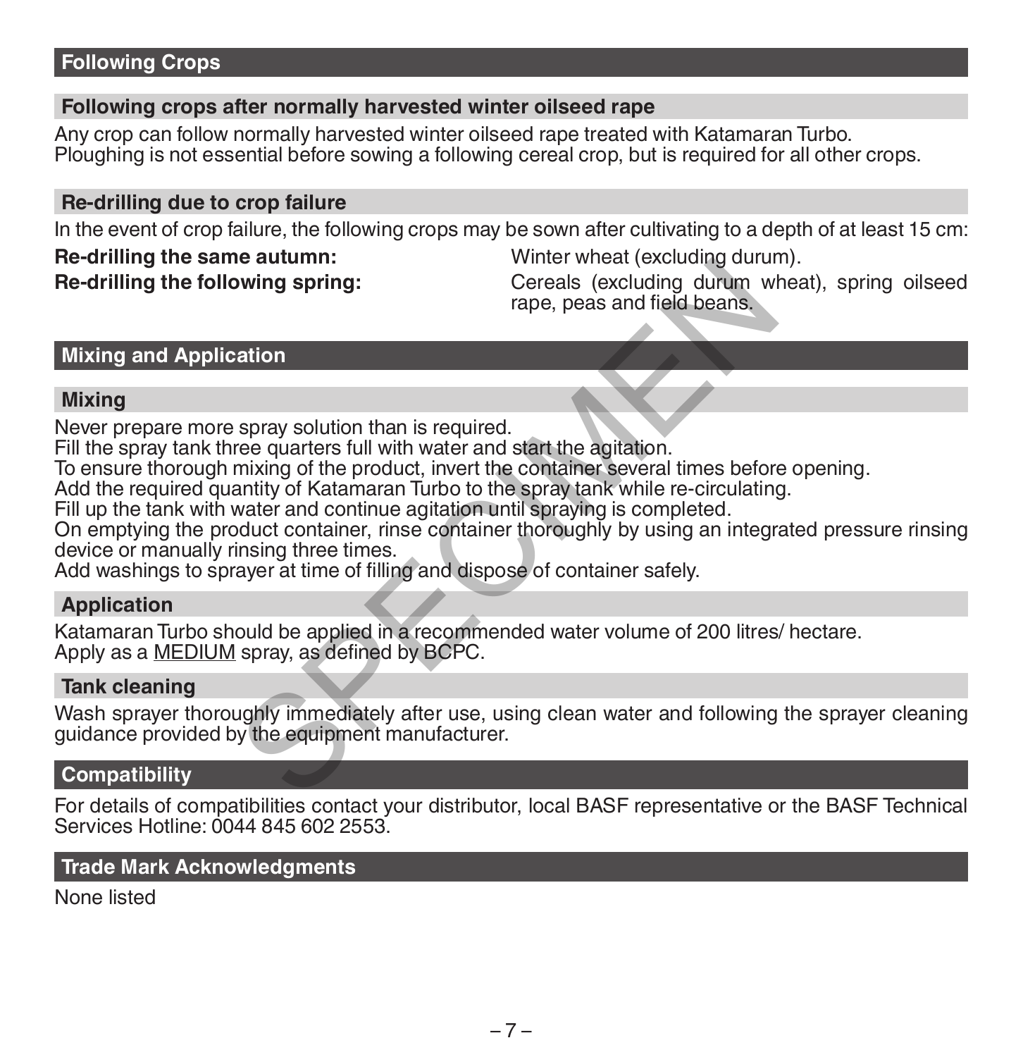## Following Crops

### Following crops after normally harvested winter oilseed rape

Any crop can follow normally harvested winter oilseed rape treated with Katamaran Turbo.
Ploughing is not essential before sowing a following cereal crop, but is required for all other crops.

### Re-drilling due to crop failure

In the event of crop failure, the following crops may be sown after cultivating to a depth of at least 15 cm:

**Re-drilling the same autumn:** Winter wheat (excluding durum).

**Re-drilling the following spring:** Cereals (excluding durum wheat), spring oilseed rape, peas and field beans.

## Mixing and Application

### Mixing

Never prepare more spray solution than is required.
Fill the spray tank three quarters full with water and start the agitation.
To ensure thorough mixing of the product, invert the container several times before opening.
Add the required quantity of Katamaran Turbo to the spray tank while re-circulating.
Fill up the tank with water and continue agitation until spraying is completed.
On emptying the product container, rinse container thoroughly by using an integrated pressure rinsing device or manually rinsing three times.
Add washings to sprayer at time of filling and dispose of container safely.

### Application

Katamaran Turbo should be applied in a recommended water volume of 200 litres/ hectare.
Apply as a MEDIUM spray, as defined by BCPC.

### Tank cleaning

Wash sprayer thoroughly immediately after use, using clean water and following the sprayer cleaning guidance provided by the equipment manufacturer.

## Compatibility

For details of compatibilities contact your distributor, local BASF representative or the BASF Technical Services Hotline: 0044 845 602 2553.

## Trade Mark Acknowledgments

None listed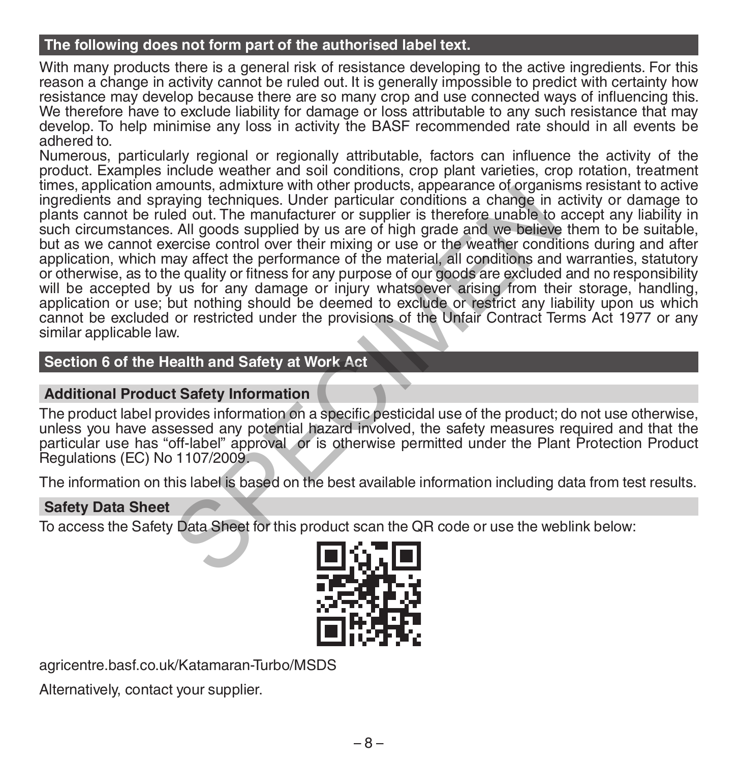## The following does not form part of the authorised label text.

With many products there is a general risk of resistance developing to the active ingredients. For this reason a change in activity cannot be ruled out. It is generally impossible to predict with certainty how resistance may develop because there are so many crop and use connected ways of influencing this. We therefore have to exclude liability for damage or loss attributable to any such resistance that may develop. To help minimise any loss in activity the BASF recommended rate should in all events be adhered to.

Numerous, particularly regional or regionally attributable, factors can influence the activity of the product. Examples include weather and soil conditions, crop plant varieties, crop rotation, treatment times, application amounts, admixture with other products, appearance of organisms resistant to active ingredients and spraying techniques. Under particular conditions a change in activity or damage to plants cannot be ruled out. The manufacturer or supplier is therefore unable to accept any liability in such circumstances. All goods supplied by us are of high grade and we believe them to be suitable, but as we cannot exercise control over their mixing or use or the weather conditions during and after application, which may affect the performance of the material, all conditions and warranties, statutory or otherwise, as to the quality or fitness for any purpose of our goods are excluded and no responsibility will be accepted by us for any damage or injury whatsoever arising from their storage, handling, application or use; but nothing should be deemed to exclude or restrict any liability upon us which cannot be excluded or restricted under the provisions of the Unfair Contract Terms Act 1977 or any similar applicable law.

## Section 6 of the Health and Safety at Work Act

### Additional Product Safety Information

The product label provides information on a specific pesticidal use of the product; do not use otherwise, unless you have assessed any potential hazard involved, the safety measures required and that the particular use has "off-label" approval or is otherwise permitted under the Plant Protection Product Regulations (EC) No 1107/2009.

The information on this label is based on the best available information including data from test results.

### Safety Data Sheet

To access the Safety Data Sheet for this product scan the QR code or use the weblink below:

agricentre.basf.co.uk/Katamaran-Turbo/MSDS

Alternatively, contact your supplier.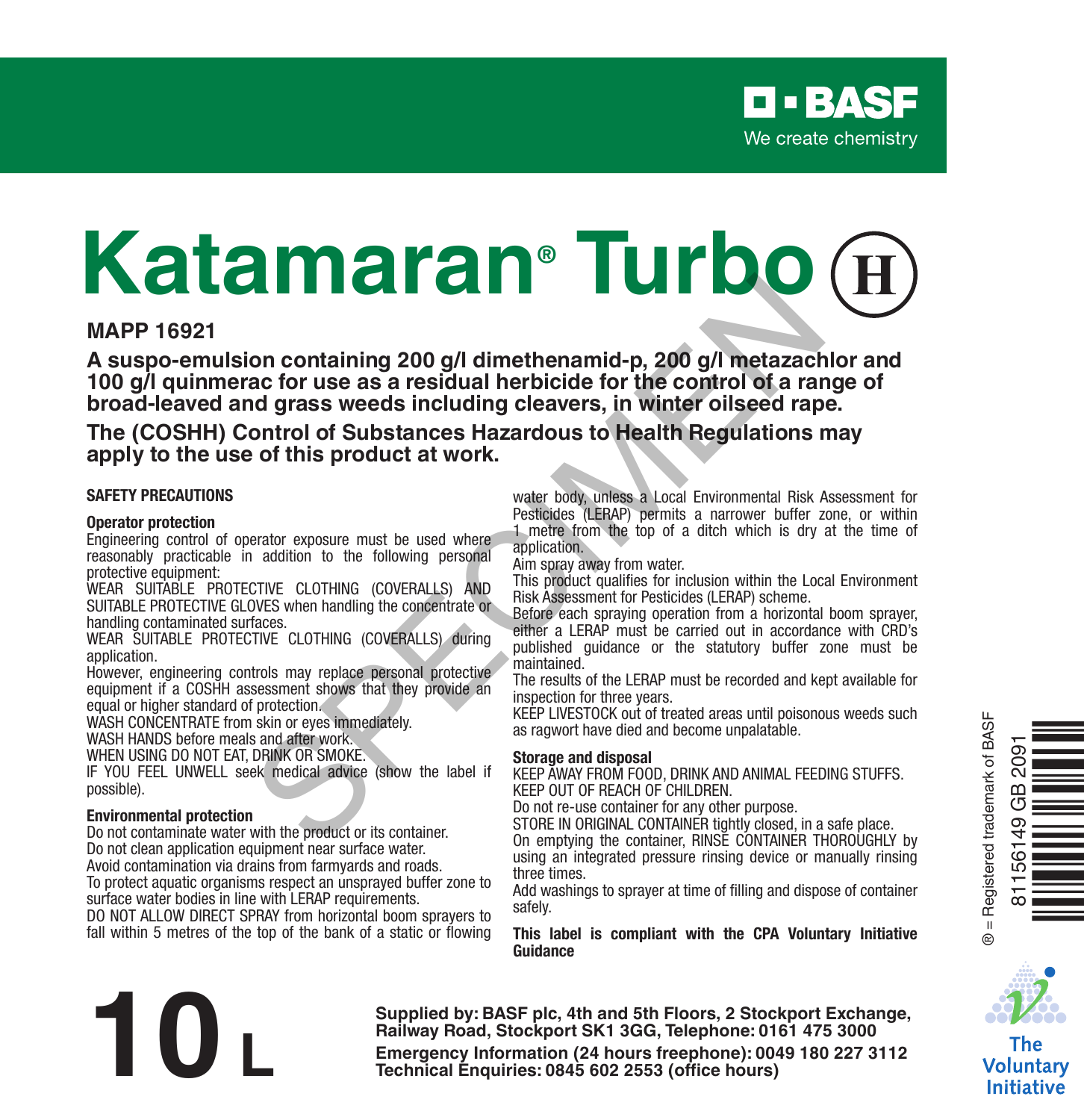BASF

We create chemistry

# Katamaran® Turbo (H)

**MAPP 16921**

**A suspo-emulsion containing 200 g/l dimethenamid-p, 200 g/l metazachlor and 100 g/l quinmerac for use as a residual herbicide for the control of a range of broad-leaved and grass weeds including cleavers, in winter oilseed rape.**

**The (COSHH) Control of Substances Hazardous to Health Regulations may apply to the use of this product at work.**

SPECIMEN

### SAFETY PRECAUTIONS

**Operator protection**

Engineering control of operator exposure must be used where reasonably practicable in addition to the following personal protective equipment:

WEAR SUITABLE PROTECTIVE CLOTHING (COVERALLS) AND SUITABLE PROTECTIVE GLOVES when handling the concentrate or handling contaminated surfaces.

WEAR SUITABLE PROTECTIVE CLOTHING (COVERALLS) during application.

However, engineering controls may replace personal protective equipment if a COSHH assessment shows that they provide an equal or higher standard of protection.

WASH CONCENTRATE from skin or eyes immediately.

WASH HANDS before meals and after work.

WHEN USING DO NOT EAT, DRINK OR SMOKE.

IF YOU FEEL UNWELL seek medical advice (show the label if possible).

**Environmental protection**

Do not contaminate water with the product or its container.

Do not clean application equipment near surface water.

Avoid contamination via drains from farmyards and roads.

To protect aquatic organisms respect an unsprayed buffer zone to surface water bodies in line with LERAP requirements.

DO NOT ALLOW DIRECT SPRAY from horizontal boom sprayers to fall within 5 metres of the top of the bank of a static or flowing water body, unless a Local Environmental Risk Assessment for Pesticides (LERAP) permits a narrower buffer zone, or within 1 metre from the top of a ditch which is dry at the time of application.

Aim spray away from water.

This product qualifies for inclusion within the Local Environment Risk Assessment for Pesticides (LERAP) scheme.

Before each spraying operation from a horizontal boom sprayer, either a LERAP must be carried out in accordance with CRD's published guidance or the statutory buffer zone must be maintained.

The results of the LERAP must be recorded and kept available for inspection for three years.

KEEP LIVESTOCK out of treated areas until poisonous weeds such as ragwort have died and become unpalatable.

**Storage and disposal**

KEEP AWAY FROM FOOD, DRINK AND ANIMAL FEEDING STUFFS.

KEEP OUT OF REACH OF CHILDREN.

Do not re-use container for any other purpose.

STORE IN ORIGINAL CONTAINER tightly closed, in a safe place.

On emptying the container, RINSE CONTAINER THOROUGHLY by using an integrated pressure rinsing device or manually rinsing three times.

Add washings to sprayer at time of filling and dispose of container safely.

**This label is compliant with the CPA Voluntary Initiative Guidance**

® = Registered trademark of BASF

81156149 GB 2091

# 10 L

**Supplied by: BASF plc, 4th and 5th Floors, 2 Stockport Exchange, Railway Road, Stockport SK1 3GG, Telephone: 0161 475 3000**

**Emergency Information (24 hours freephone): 0049 180 227 3112**

**Technical Enquiries: 0845 602 2553 (office hours)**

The Voluntary Initiative